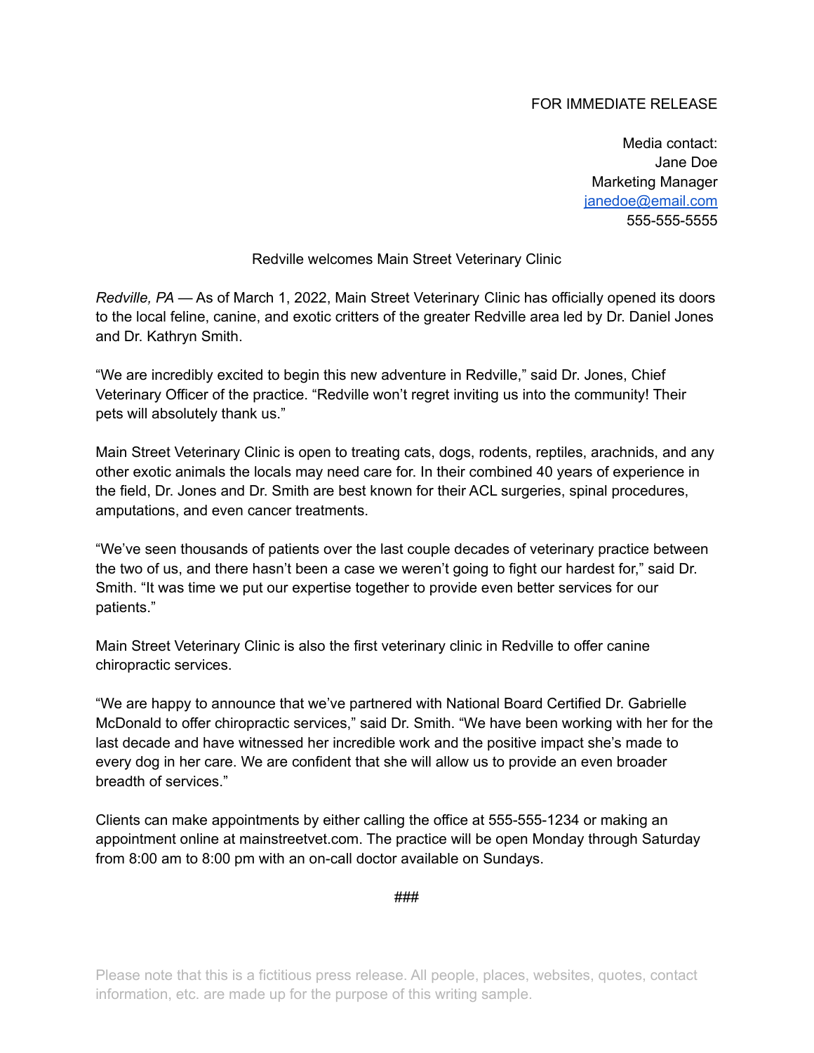FOR IMMEDIATE RELEASE

Media contact:
Jane Doe
Marketing Manager
janedoe@email.com
555-555-5555

## Redville welcomes Main Street Veterinary Clinic

*Redville, PA* — As of March 1, 2022, Main Street Veterinary Clinic has officially opened its doors to the local feline, canine, and exotic critters of the greater Redville area led by Dr. Daniel Jones and Dr. Kathryn Smith.

"We are incredibly excited to begin this new adventure in Redville," said Dr. Jones, Chief Veterinary Officer of the practice. "Redville won't regret inviting us into the community! Their pets will absolutely thank us."

Main Street Veterinary Clinic is open to treating cats, dogs, rodents, reptiles, arachnids, and any other exotic animals the locals may need care for. In their combined 40 years of experience in the field, Dr. Jones and Dr. Smith are best known for their ACL surgeries, spinal procedures, amputations, and even cancer treatments.

"We've seen thousands of patients over the last couple decades of veterinary practice between the two of us, and there hasn't been a case we weren't going to fight our hardest for," said Dr. Smith. "It was time we put our expertise together to provide even better services for our patients."

Main Street Veterinary Clinic is also the first veterinary clinic in Redville to offer canine chiropractic services.

"We are happy to announce that we've partnered with National Board Certified Dr. Gabrielle McDonald to offer chiropractic services," said Dr. Smith. "We have been working with her for the last decade and have witnessed her incredible work and the positive impact she's made to every dog in her care. We are confident that she will allow us to provide an even broader breadth of services."

Clients can make appointments by either calling the office at 555-555-1234 or making an appointment online at mainstreetvet.com. The practice will be open Monday through Saturday from 8:00 am to 8:00 pm with an on-call doctor available on Sundays.

###

Please note that this is a fictitious press release. All people, places, websites, quotes, contact information, etc. are made up for the purpose of this writing sample.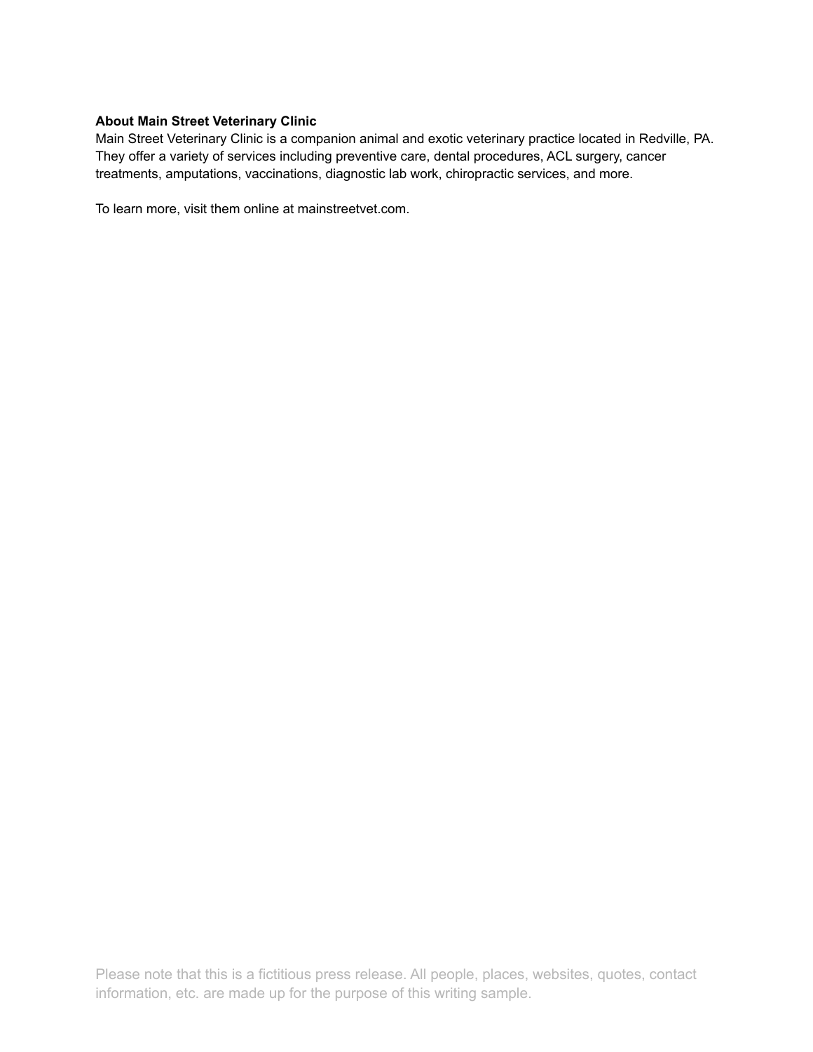**About Main Street Veterinary Clinic**
Main Street Veterinary Clinic is a companion animal and exotic veterinary practice located in Redville, PA. They offer a variety of services including preventive care, dental procedures, ACL surgery, cancer treatments, amputations, vaccinations, diagnostic lab work, chiropractic services, and more.

To learn more, visit them online at mainstreetvet.com.

Please note that this is a fictitious press release. All people, places, websites, quotes, contact information, etc. are made up for the purpose of this writing sample.